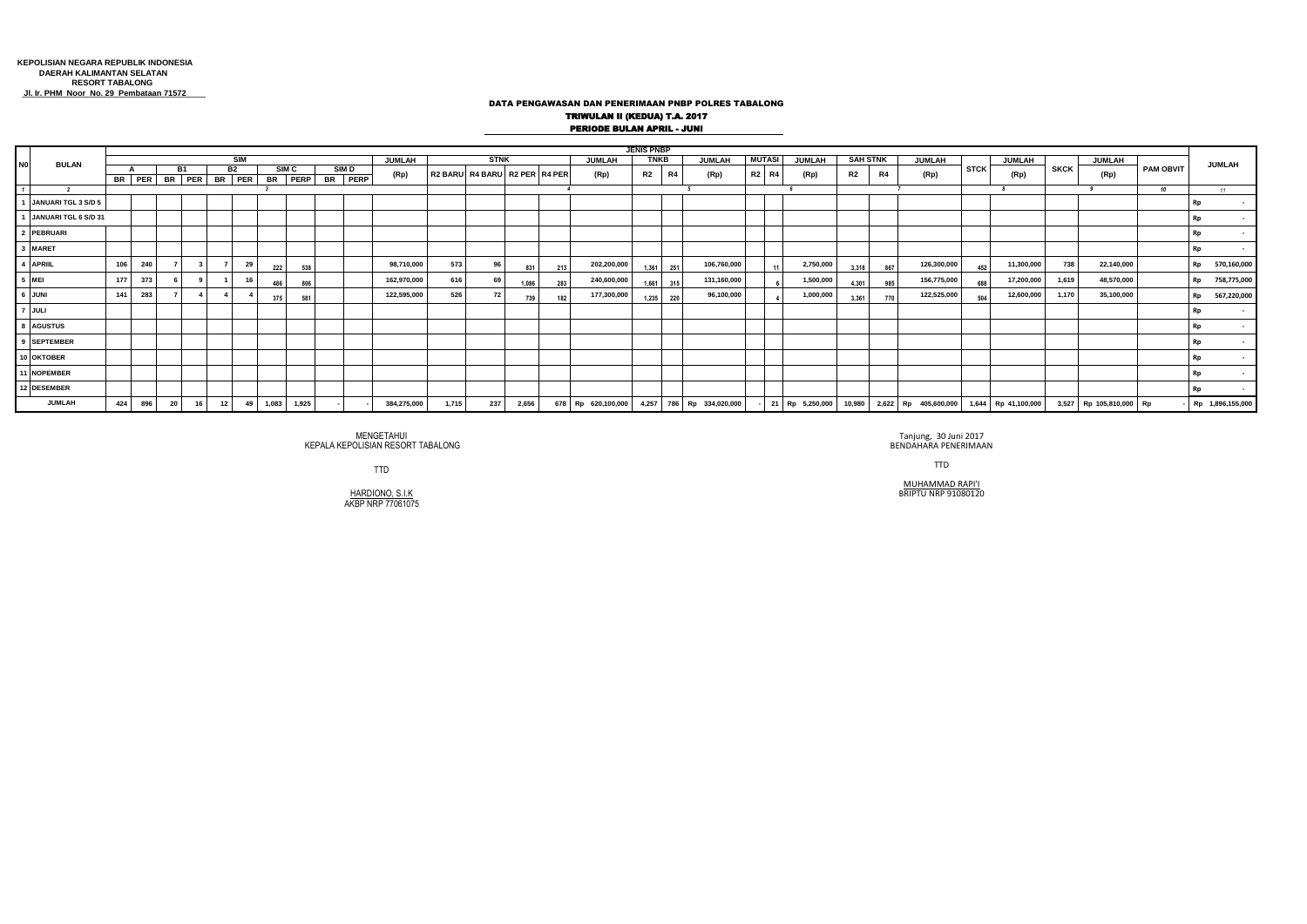**KEPOLISIAN NEGARA REPUBLIK INDONESIA**
**DAERAH KALIMANTAN SELATAN**
**RESORT TABALONG**
**Jl. Ir. PHM Noor No. 29 Pembataan 71572**

# DATA PENGAWASAN DAN PENERIMAAN PNBP POLRES TABALONG
## TRIWULAN II (KEDUA) T.A. 2017
## PERIODE BULAN APRIL - JUNI

| NO | BULAN | JENIS PNBP | | | | | | | | | | | | | | | | | | | | | | | | | | | | | | JUMLAH |
|---|---|---|---|---|---|---|---|---|---|---|---|---|---|---|---|---|---|---|---|---|---|---|---|---|---|---|---|---|---|---|---|---|
| | | SIM | | | | | | | | | | JUMLAH | STNK | | | | JUMLAH | TNKB | | JUMLAH | MUTASI | | JUMLAH | SAH STNK | | JUMLAH | STCK | JUMLAH | SKCK | JUMLAH | PAM OBVIT | |
| | | A | | B1 | | B2 | | SIM C | | SIM D | | (Rp) | | | | | (Rp) | | | (Rp) | | | (Rp) | | | (Rp) | | (Rp) | | (Rp) | | |
| | | BR | PER | BR | PER | BR | PER | BR | PERP | BR | PERP | | R2 BARU | R4 BARU | R2 PER | R4 PER | | R2 | R4 | | R2 | R4 | | R2 | R4 | | | | | | | |
| 1 | 2 | | | | | | | 3 | | | | | | | | 4 | | | | 5 | | | 6 | | | 7 | | 8 | | 9 | 10 | 11 |
| 1 | JANUARI TGL 3 S/D 5 | | | | | | | | | | | | | | | | | | | | | | | | | | | | | | | Rp - |
| 1 | JANUARI TGL 6 S/D 31 | | | | | | | | | | | | | | | | | | | | | | | | | | | | | | | Rp - |
| 2 | PEBRUARI | | | | | | | | | | | | | | | | | | | | | | | | | | | | | | | Rp - |
| 3 | MARET | | | | | | | | | | | | | | | | | | | | | | | | | | | | | | | Rp - |
| 4 | APRIIL | 106 | 240 | 7 | 3 | 7 | 29 | 222 | 538 | | | 98,710,000 | 573 | 96 | 831 | 213 | 202,200,000 | 1,361 | 251 | 106,760,000 | | 11 | 2,750,000 | 3,318 | 867 | 126,300,000 | 452 | 11,300,000 | 738 | 22,140,000 | | Rp 570,160,000 |
| 5 | MEI | 177 | 373 | 6 | 9 | 1 | 16 | 486 | 806 | | | 162,970,000 | 616 | 69 | 1,086 | 283 | 240,600,000 | 1,661 | 315 | 131,160,000 | | 6 | 1,500,000 | 4,301 | 985 | 156,775,000 | 688 | 17,200,000 | 1,619 | 48,570,000 | | Rp 758,775,000 |
| 6 | JUNI | 141 | 283 | 7 | 4 | 4 | 4 | 375 | 581 | | | 122,595,000 | 526 | 72 | 739 | 182 | 177,300,000 | 1,235 | 220 | 96,100,000 | | 4 | 1,000,000 | 3,361 | 770 | 122,525,000 | 504 | 12,600,000 | 1,170 | 35,100,000 | | Rp 567,220,000 |
| 7 | JULI | | | | | | | | | | | | | | | | | | | | | | | | | | | | | | | Rp - |
| 8 | AGUSTUS | | | | | | | | | | | | | | | | | | | | | | | | | | | | | | | Rp - |
| 9 | SEPTEMBER | | | | | | | | | | | | | | | | | | | | | | | | | | | | | | | Rp - |
| 10 | OKTOBER | | | | | | | | | | | | | | | | | | | | | | | | | | | | | | | Rp - |
| 11 | NOPEMBER | | | | | | | | | | | | | | | | | | | | | | | | | | | | | | | Rp - |
| 12 | DESEMBER | | | | | | | | | | | | | | | | | | | | | | | | | | | | | | | Rp - |
| | JUMLAH | 424 | 896 | 20 | 16 | 12 | 49 | 1,083 | 1,925 | - | - | 384,275,000 | 1,715 | 237 | 2,656 | 678 | Rp 620,100,000 | 4,257 | 786 | Rp 334,020,000 | - | 21 | Rp 5,250,000 | 10,980 | 2,622 | Rp 405,600,000 | 1,644 | Rp 41,100,000 | 3,527 | Rp 105,810,000 | Rp - | Rp 1,896,155,000 |

MENGETAHUI
KEPALA KEPOLISIAN RESORT TABALONG

TTD

HARDIONO, S.I.K
AKBP NRP 77061075

Tanjung, 30 Juni 2017
BENDAHARA PENERIMAAN

TTD

MUHAMMAD RAPI'I
BRIPTU NRP 91080120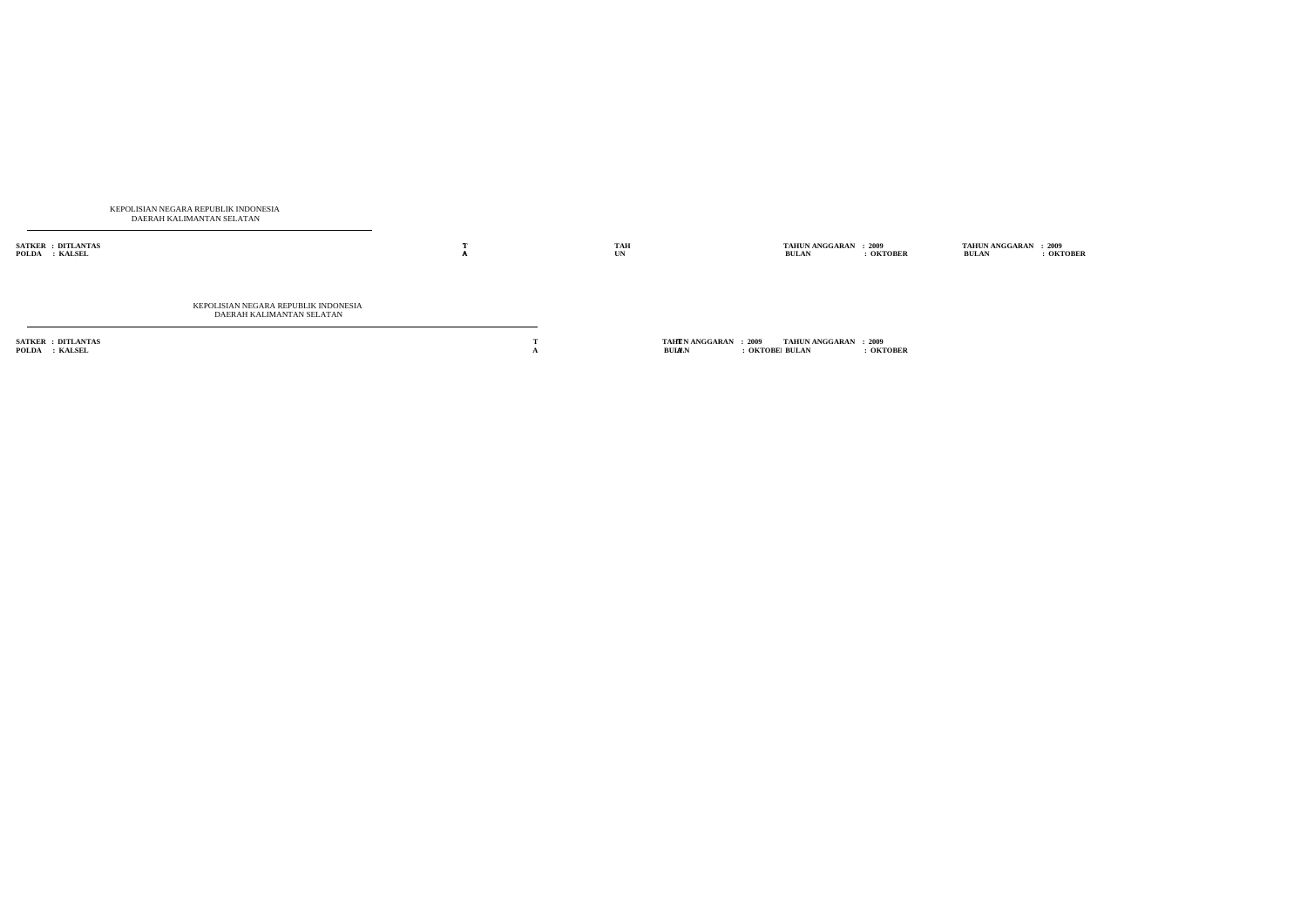KEPOLISIAN NEGARA REPUBLIK INDONESIA
DAERAH KALIMANTAN SELATAN

**SATKER : DITLANTAS**
**POLDA : KALSEL**

**T**
**A**

**TAH**
**UN**

**TAHUN ANGGARAN : 2009**
**BULAN : OKTOBER**

**TAHUN ANGGARAN : 2009**
**BULAN : OKTOBER**

KEPOLISIAN NEGARA REPUBLIK INDONESIA
DAERAH KALIMANTAN SELATAN

**SATKER : DITLANTAS**
**POLDA : KALSEL**

**T**
**A**

**TAHUN ANGGARAN : 2009**
**BULAN : OKTOBER**

**TAHUN ANGGARAN : 2009**
**BULAN : OKTOBER**